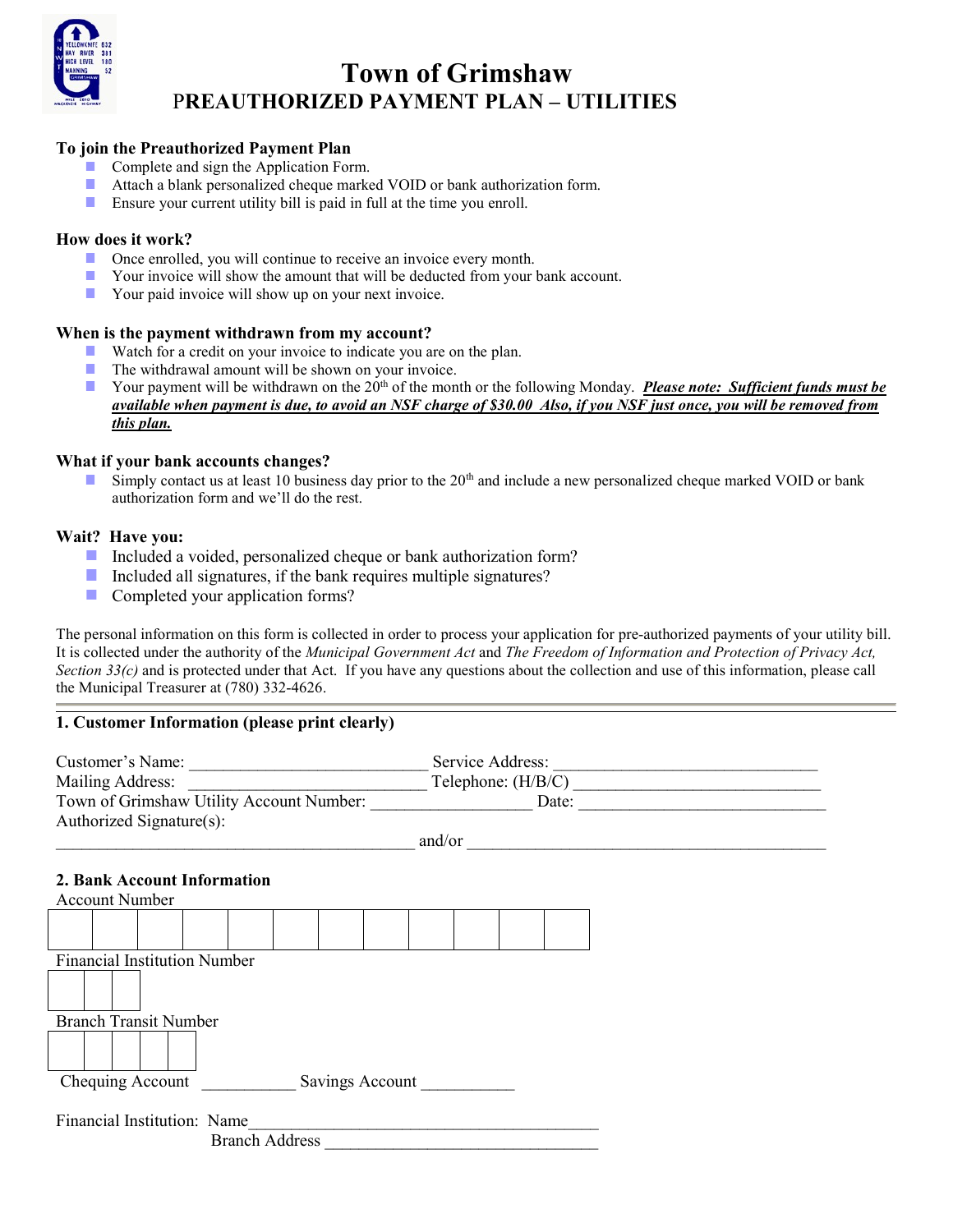# Town of Grimshaw

## PREAUTHORIZED PAYMENT PLAN – UTILITIES

### To join the Preauthorized Payment Plan

- Complete and sign the Application Form.
- Attach a blank personalized cheque marked VOID or bank authorization form.
- Ensure your current utility bill is paid in full at the time you enroll.

### How does it work?

- Once enrolled, you will continue to receive an invoice every month.
- Your invoice will show the amount that will be deducted from your bank account.
- Your paid invoice will show up on your next invoice.

### When is the payment withdrawn from my account?

- Watch for a credit on your invoice to indicate you are on the plan.
- The withdrawal amount will be shown on your invoice.
- Your payment will be withdrawn on the 20th of the month or the following Monday. ***Please note: Sufficient funds must be available when payment is due, to avoid an NSF charge of $30.00 Also, if you NSF just once, you will be removed from this plan.***

### What if your bank accounts changes?

- Simply contact us at least 10 business day prior to the 20th and include a new personalized cheque marked VOID or bank authorization form and we'll do the rest.

### Wait? Have you:

- Included a voided, personalized cheque or bank authorization form?
- Included all signatures, if the bank requires multiple signatures?
- Completed your application forms?

The personal information on this form is collected in order to process your application for pre-authorized payments of your utility bill. It is collected under the authority of the *Municipal Government Act* and *The Freedom of Information and Protection of Privacy Act, Section 33(c)* and is protected under that Act. If you have any questions about the collection and use of this information, please call the Municipal Treasurer at (780) 332-4626.

---

### 1. Customer Information (please print clearly)

Customer's Name: ____________________________ Service Address: ______________________________

Mailing Address: ____________________________ Telephone: (H/B/C) ____________________________

Town of Grimshaw Utility Account Number: ___________________ Date: ____________________________

Authorized Signature(s):

__________________________________________ and/or __________________________________________

### 2. Bank Account Information

Account Number

| | | | | | | | | | | | |
|---|---|---|---|---|---|---|---|---|---|---|---|
| | | | | | | | | | | | |

Financial Institution Number

| | | |
|---|---|---|
| | | |

Branch Transit Number

| | | | | |
|---|---|---|---|---|
| | | | | |

Chequing Account ___________ Savings Account ___________

Financial Institution: Name_________________________________________

Branch Address _________________________________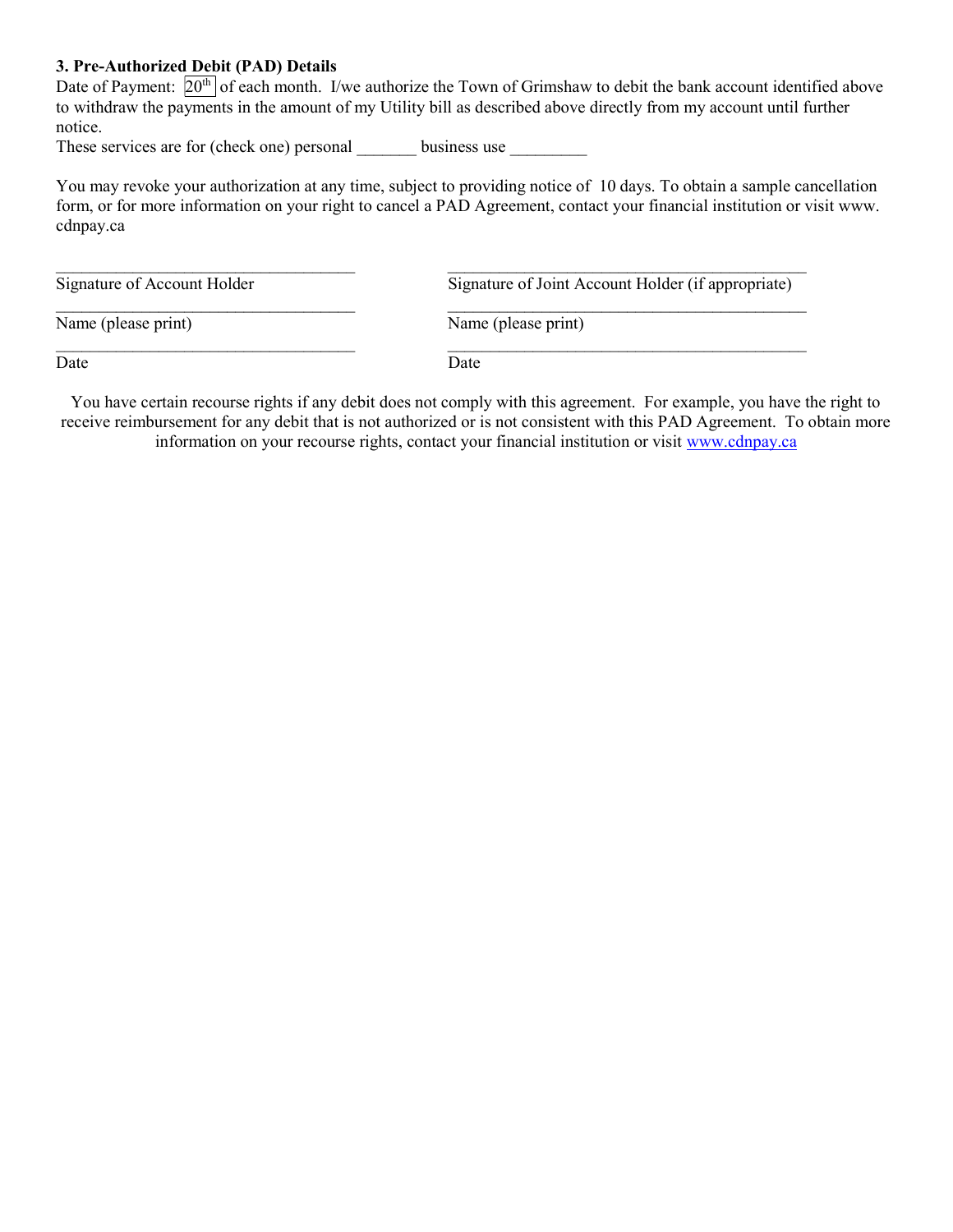### 3. Pre-Authorized Debit (PAD) Details

Date of Payment: 20th of each month. I/we authorize the Town of Grimshaw to debit the bank account identified above to withdraw the payments in the amount of my Utility bill as described above directly from my account until further notice.

These services are for (check one) personal _______ business use _________

You may revoke your authorization at any time, subject to providing notice of 10 days. To obtain a sample cancellation form, or for more information on your right to cancel a PAD Agreement, contact your financial institution or visit www. cdnpay.ca

| | |
|---|---|
| ___________________________________ | ___________________________________________ |
| Signature of Account Holder | Signature of Joint Account Holder (if appropriate) |
| ___________________________________ | ___________________________________________ |
| Name (please print) | Name (please print) |
| ___________________________________ | ___________________________________________ |
| Date | Date |

You have certain recourse rights if any debit does not comply with this agreement. For example, you have the right to receive reimbursement for any debit that is not authorized or is not consistent with this PAD Agreement. To obtain more information on your recourse rights, contact your financial institution or visit www.cdnpay.ca